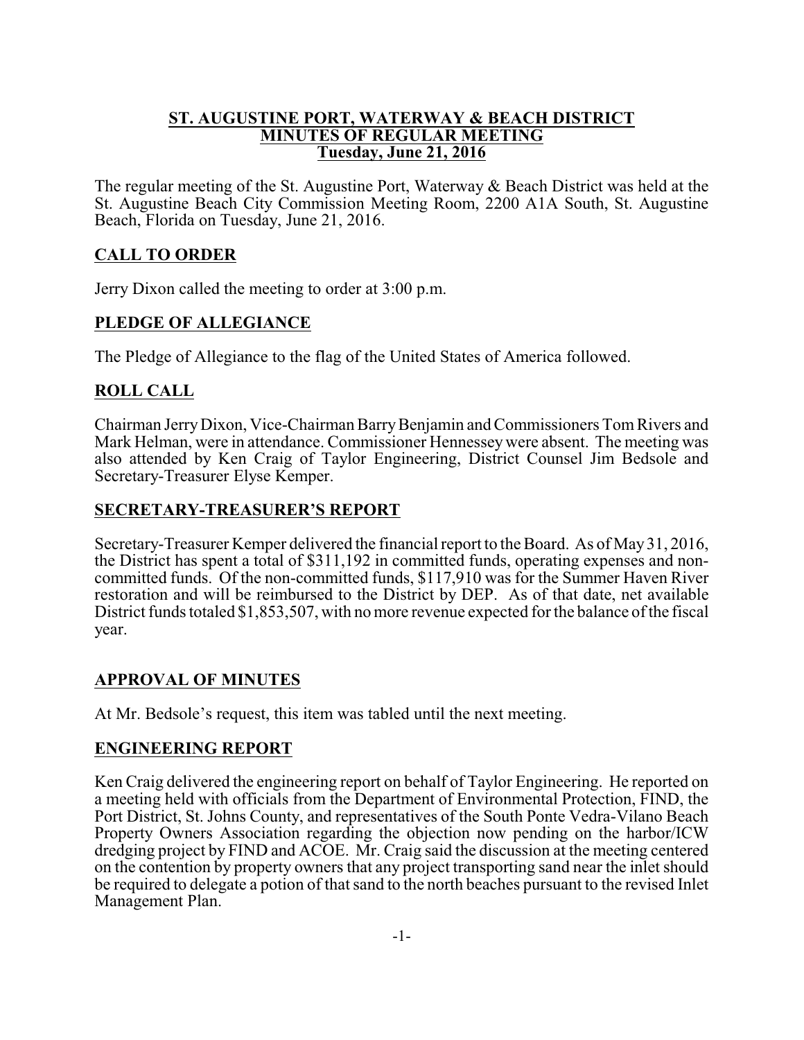# ST. AUGUSTINE PORT, WATERWAY & BEACH DISTRICT
## MINUTES OF REGULAR MEETING
### Tuesday, June 21, 2016

The regular meeting of the St. Augustine Port, Waterway & Beach District was held at the St. Augustine Beach City Commission Meeting Room, 2200 A1A South, St. Augustine Beach, Florida on Tuesday, June 21, 2016.

## CALL TO ORDER

Jerry Dixon called the meeting to order at 3:00 p.m.

## PLEDGE OF ALLEGIANCE

The Pledge of Allegiance to the flag of the United States of America followed.

## ROLL CALL

Chairman Jerry Dixon, Vice-Chairman Barry Benjamin and Commissioners Tom Rivers and Mark Helman, were in attendance. Commissioner Hennessey were absent. The meeting was also attended by Ken Craig of Taylor Engineering, District Counsel Jim Bedsole and Secretary-Treasurer Elyse Kemper.

## SECRETARY-TREASURER'S REPORT

Secretary-Treasurer Kemper delivered the financial report to the Board. As of May 31, 2016, the District has spent a total of $311,192 in committed funds, operating expenses and non-committed funds. Of the non-committed funds, $117,910 was for the Summer Haven River restoration and will be reimbursed to the District by DEP. As of that date, net available District funds totaled $1,853,507, with no more revenue expected for the balance of the fiscal year.

## APPROVAL OF MINUTES

At Mr. Bedsole's request, this item was tabled until the next meeting.

## ENGINEERING REPORT

Ken Craig delivered the engineering report on behalf of Taylor Engineering. He reported on a meeting held with officials from the Department of Environmental Protection, FIND, the Port District, St. Johns County, and representatives of the South Ponte Vedra-Vilano Beach Property Owners Association regarding the objection now pending on the harbor/ICW dredging project by FIND and ACOE. Mr. Craig said the discussion at the meeting centered on the contention by property owners that any project transporting sand near the inlet should be required to delegate a potion of that sand to the north beaches pursuant to the revised Inlet Management Plan.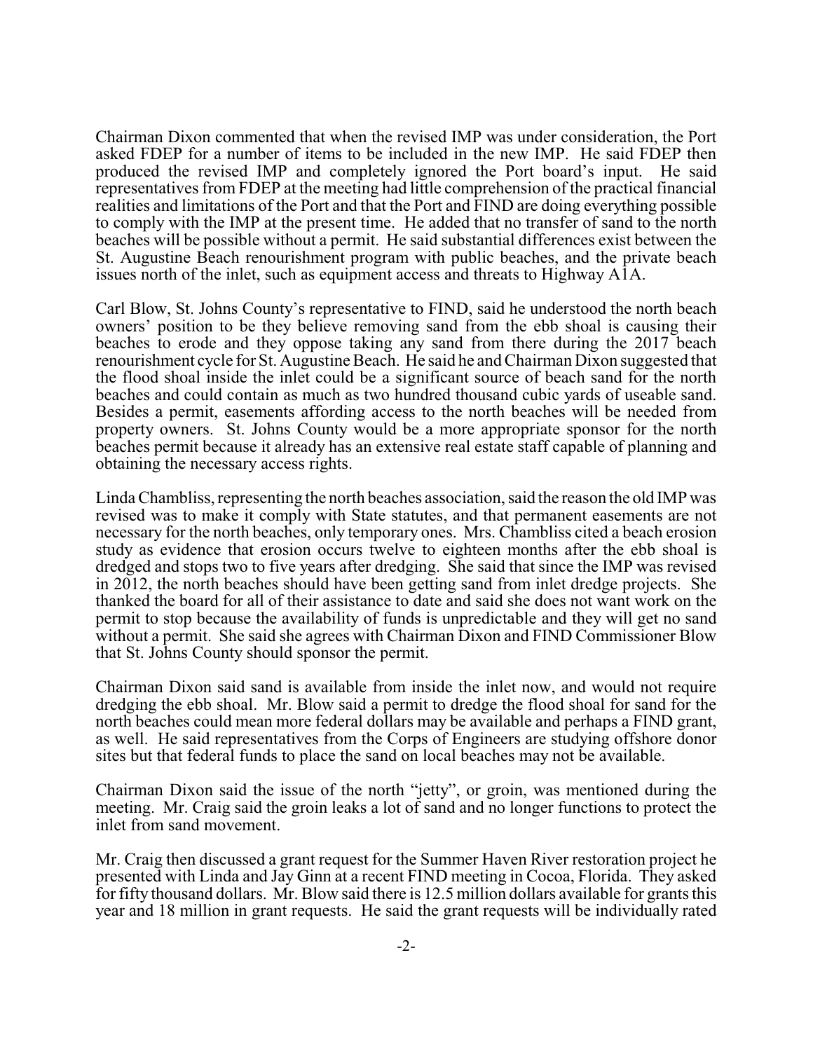Chairman Dixon commented that when the revised IMP was under consideration, the Port asked FDEP for a number of items to be included in the new IMP. He said FDEP then produced the revised IMP and completely ignored the Port board's input. He said representatives from FDEP at the meeting had little comprehension of the practical financial realities and limitations of the Port and that the Port and FIND are doing everything possible to comply with the IMP at the present time. He added that no transfer of sand to the north beaches will be possible without a permit. He said substantial differences exist between the St. Augustine Beach renourishment program with public beaches, and the private beach issues north of the inlet, such as equipment access and threats to Highway A1A.

Carl Blow, St. Johns County's representative to FIND, said he understood the north beach owners' position to be they believe removing sand from the ebb shoal is causing their beaches to erode and they oppose taking any sand from there during the 2017 beach renourishment cycle for St. Augustine Beach. He said he and Chairman Dixon suggested that the flood shoal inside the inlet could be a significant source of beach sand for the north beaches and could contain as much as two hundred thousand cubic yards of useable sand. Besides a permit, easements affording access to the north beaches will be needed from property owners. St. Johns County would be a more appropriate sponsor for the north beaches permit because it already has an extensive real estate staff capable of planning and obtaining the necessary access rights.

Linda Chambliss, representing the north beaches association, said the reason the old IMP was revised was to make it comply with State statutes, and that permanent easements are not necessary for the north beaches, only temporary ones. Mrs. Chambliss cited a beach erosion study as evidence that erosion occurs twelve to eighteen months after the ebb shoal is dredged and stops two to five years after dredging. She said that since the IMP was revised in 2012, the north beaches should have been getting sand from inlet dredge projects. She thanked the board for all of their assistance to date and said she does not want work on the permit to stop because the availability of funds is unpredictable and they will get no sand without a permit. She said she agrees with Chairman Dixon and FIND Commissioner Blow that St. Johns County should sponsor the permit.

Chairman Dixon said sand is available from inside the inlet now, and would not require dredging the ebb shoal. Mr. Blow said a permit to dredge the flood shoal for sand for the north beaches could mean more federal dollars may be available and perhaps a FIND grant, as well. He said representatives from the Corps of Engineers are studying offshore donor sites but that federal funds to place the sand on local beaches may not be available.

Chairman Dixon said the issue of the north "jetty", or groin, was mentioned during the meeting. Mr. Craig said the groin leaks a lot of sand and no longer functions to protect the inlet from sand movement.

Mr. Craig then discussed a grant request for the Summer Haven River restoration project he presented with Linda and Jay Ginn at a recent FIND meeting in Cocoa, Florida. They asked for fifty thousand dollars. Mr. Blow said there is 12.5 million dollars available for grants this year and 18 million in grant requests. He said the grant requests will be individually rated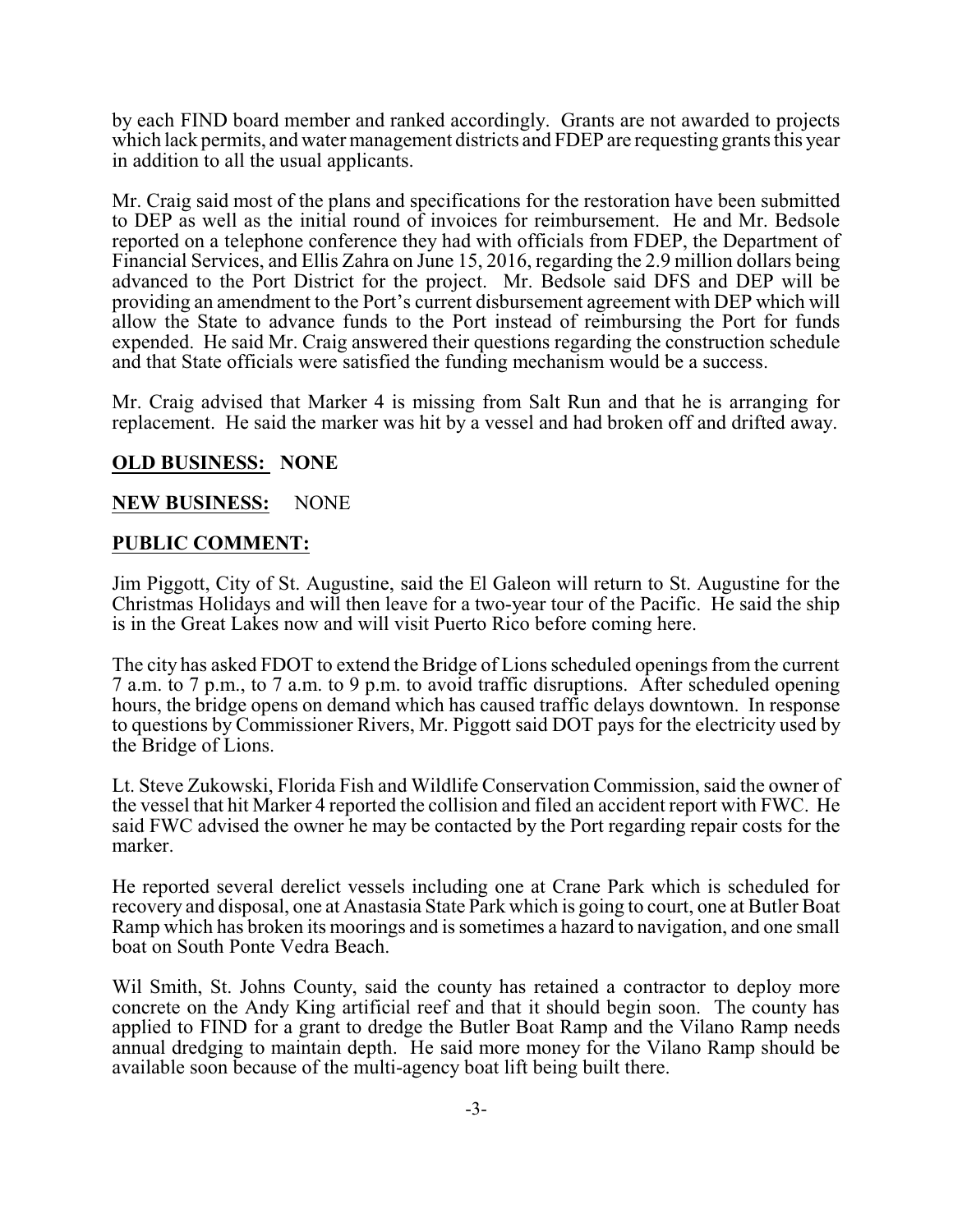by each FIND board member and ranked accordingly. Grants are not awarded to projects which lack permits, and water management districts and FDEP are requesting grants this year in addition to all the usual applicants.

Mr. Craig said most of the plans and specifications for the restoration have been submitted to DEP as well as the initial round of invoices for reimbursement. He and Mr. Bedsole reported on a telephone conference they had with officials from FDEP, the Department of Financial Services, and Ellis Zahra on June 15, 2016, regarding the 2.9 million dollars being advanced to the Port District for the project. Mr. Bedsole said DFS and DEP will be providing an amendment to the Port's current disbursement agreement with DEP which will allow the State to advance funds to the Port instead of reimbursing the Port for funds expended. He said Mr. Craig answered their questions regarding the construction schedule and that State officials were satisfied the funding mechanism would be a success.

Mr. Craig advised that Marker 4 is missing from Salt Run and that he is arranging for replacement. He said the marker was hit by a vessel and had broken off and drifted away.

**OLD BUSINESS: NONE**

**NEW BUSINESS:** NONE

**PUBLIC COMMENT:**

Jim Piggott, City of St. Augustine, said the El Galeon will return to St. Augustine for the Christmas Holidays and will then leave for a two-year tour of the Pacific. He said the ship is in the Great Lakes now and will visit Puerto Rico before coming here.

The city has asked FDOT to extend the Bridge of Lions scheduled openings from the current 7 a.m. to 7 p.m., to 7 a.m. to 9 p.m. to avoid traffic disruptions. After scheduled opening hours, the bridge opens on demand which has caused traffic delays downtown. In response to questions by Commissioner Rivers, Mr. Piggott said DOT pays for the electricity used by the Bridge of Lions.

Lt. Steve Zukowski, Florida Fish and Wildlife Conservation Commission, said the owner of the vessel that hit Marker 4 reported the collision and filed an accident report with FWC. He said FWC advised the owner he may be contacted by the Port regarding repair costs for the marker.

He reported several derelict vessels including one at Crane Park which is scheduled for recovery and disposal, one at Anastasia State Park which is going to court, one at Butler Boat Ramp which has broken its moorings and is sometimes a hazard to navigation, and one small boat on South Ponte Vedra Beach.

Wil Smith, St. Johns County, said the county has retained a contractor to deploy more concrete on the Andy King artificial reef and that it should begin soon. The county has applied to FIND for a grant to dredge the Butler Boat Ramp and the Vilano Ramp needs annual dredging to maintain depth. He said more money for the Vilano Ramp should be available soon because of the multi-agency boat lift being built there.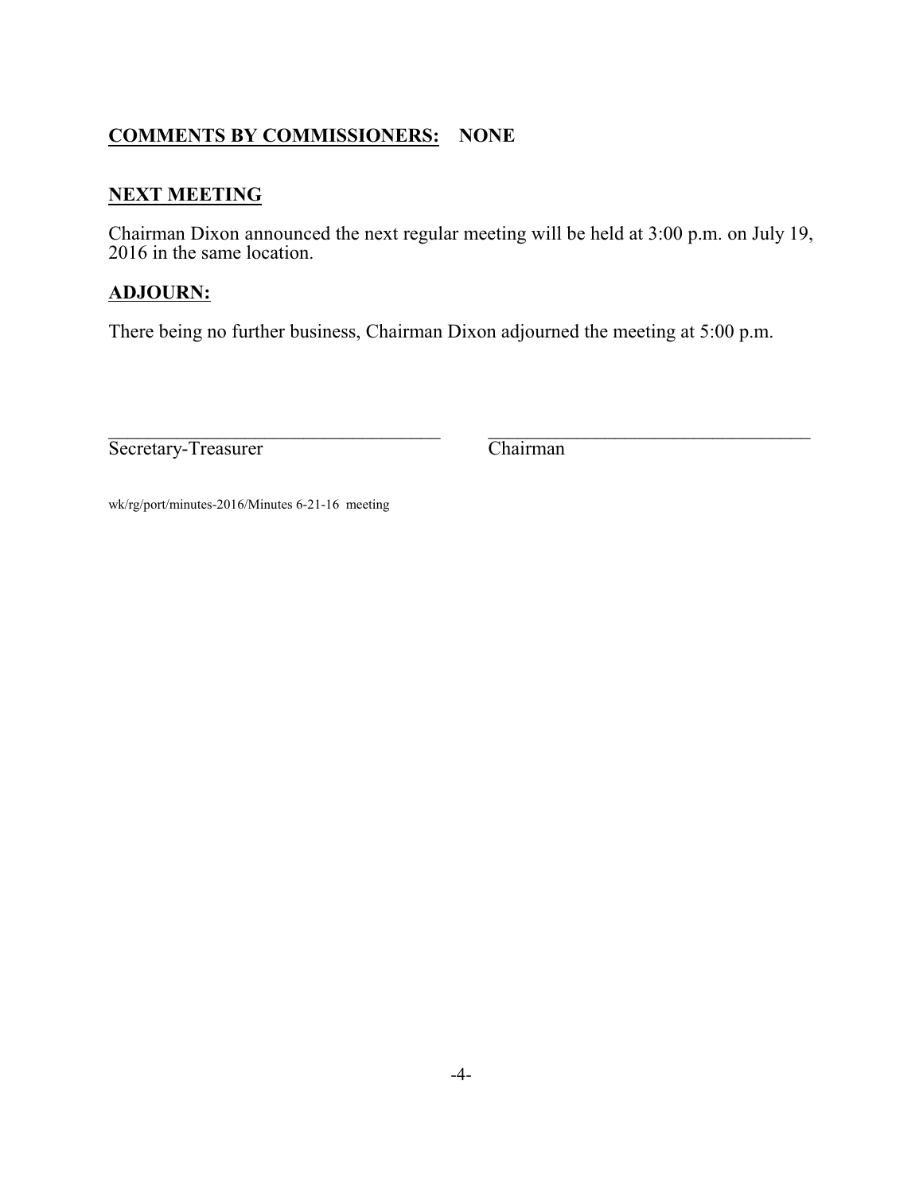**COMMENTS BY COMMISSIONERS: NONE**

**NEXT MEETING**

Chairman Dixon announced the next regular meeting will be held at 3:00 p.m. on July 19, 2016 in the same location.

**ADJOURN:**

There being no further business, Chairman Dixon adjourned the meeting at 5:00 p.m.

\_\_\_\_\_\_\_\_\_\_\_\_\_\_\_\_\_\_\_\_\_\_\_\_\_\_\_\_\_\_\_\_\_\_\_ \_\_\_\_\_\_\_\_\_\_\_\_\_\_\_\_\_\_\_\_\_\_\_\_\_\_\_\_\_\_\_\_\_\_\_

Secretary-Treasurer Chairman

wk/rg/port/minutes-2016/Minutes 6-21-16 meeting